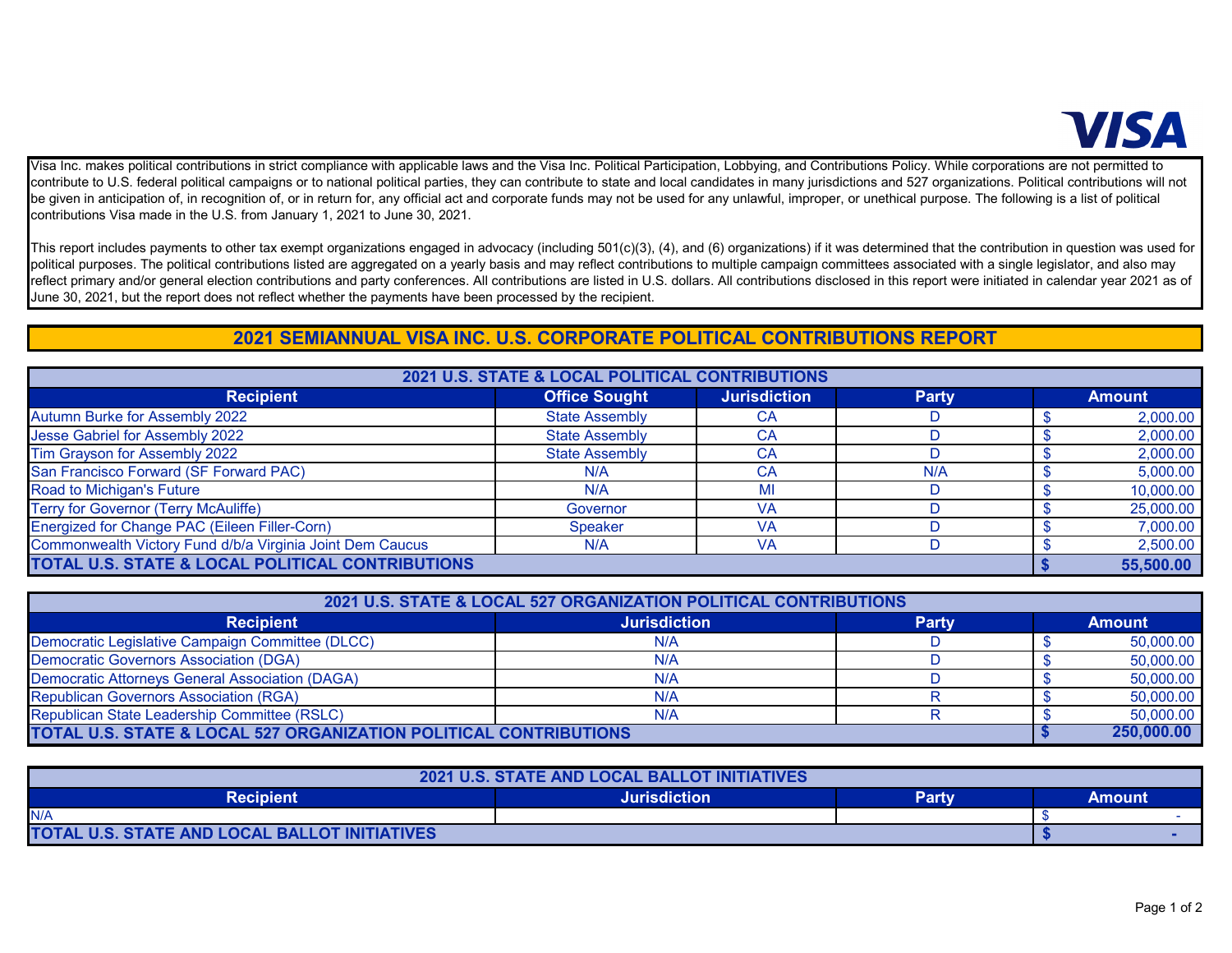VISA

Visa Inc. makes political contributions in strict compliance with applicable laws and the Visa Inc. Political Participation, Lobbying, and Contributions Policy. While corporations are not permitted to contribute to U.S. federal political campaigns or to national political parties, they can contribute to state and local candidates in many jurisdictions and 527 organizations. Political contributions will not be given in anticipation of, in recognition of, or in return for, any official act and corporate funds may not be used for any unlawful, improper, or unethical purpose. The following is a list of political contributions Visa made in the U.S. from January 1, 2021 to June 30, 2021.

This report includes payments to other tax exempt organizations engaged in advocacy (including 501(c)(3), (4), and (6) organizations) if it was determined that the contribution in question was used for political purposes. The political contributions listed are aggregated on a yearly basis and may reflect contributions to multiple campaign committees associated with a single legislator, and also may reflect primary and/or general election contributions and party conferences. All contributions are listed in U.S. dollars. All contributions disclosed in this report were initiated in calendar year 2021 as of June 30, 2021, but the report does not reflect whether the payments have been processed by the recipient.

# 2021 SEMIANNUAL VISA INC. U.S. CORPORATE POLITICAL CONTRIBUTIONS REPORT

## 2021 U.S. STATE & LOCAL POLITICAL CONTRIBUTIONS

| Recipient | Office Sought | Jurisdiction | Party | Amount |
|---|---|---|---|---|
| Autumn Burke for Assembly 2022 | State Assembly | CA | D | $ 2,000.00 |
| Jesse Gabriel for Assembly 2022 | State Assembly | CA | D | $ 2,000.00 |
| Tim Grayson for Assembly 2022 | State Assembly | CA | D | $ 2,000.00 |
| San Francisco Forward (SF Forward PAC) | N/A | CA | N/A | $ 5,000.00 |
| Road to Michigan's Future | N/A | MI | D | $ 10,000.00 |
| Terry for Governor (Terry McAuliffe) | Governor | VA | D | $ 25,000.00 |
| Energized for Change PAC (Eileen Filler-Corn) | Speaker | VA | D | $ 7,000.00 |
| Commonwealth Victory Fund d/b/a Virginia Joint Dem Caucus | N/A | VA | D | $ 2,500.00 |
| **TOTAL U.S. STATE & LOCAL POLITICAL CONTRIBUTIONS** | | | | **$ 55,500.00** |

## 2021 U.S. STATE & LOCAL 527 ORGANIZATION POLITICAL CONTRIBUTIONS

| Recipient | Jurisdiction | Party | Amount |
|---|---|---|---|
| Democratic Legislative Campaign Committee (DLCC) | N/A | D | $ 50,000.00 |
| Democratic Governors Association (DGA) | N/A | D | $ 50,000.00 |
| Democratic Attorneys General Association (DAGA) | N/A | D | $ 50,000.00 |
| Republican Governors Association (RGA) | N/A | R | $ 50,000.00 |
| Republican State Leadership Committee (RSLC) | N/A | R | $ 50,000.00 |
| **TOTAL U.S. STATE & LOCAL 527 ORGANIZATION POLITICAL CONTRIBUTIONS** | | | **$ 250,000.00** |

## 2021 U.S. STATE AND LOCAL BALLOT INITIATIVES

| Recipient | Jurisdiction | Party | Amount |
|---|---|---|---|
| N/A | | | $ - |
| **TOTAL U.S. STATE AND LOCAL BALLOT INITIATIVES** | | | **$ -** |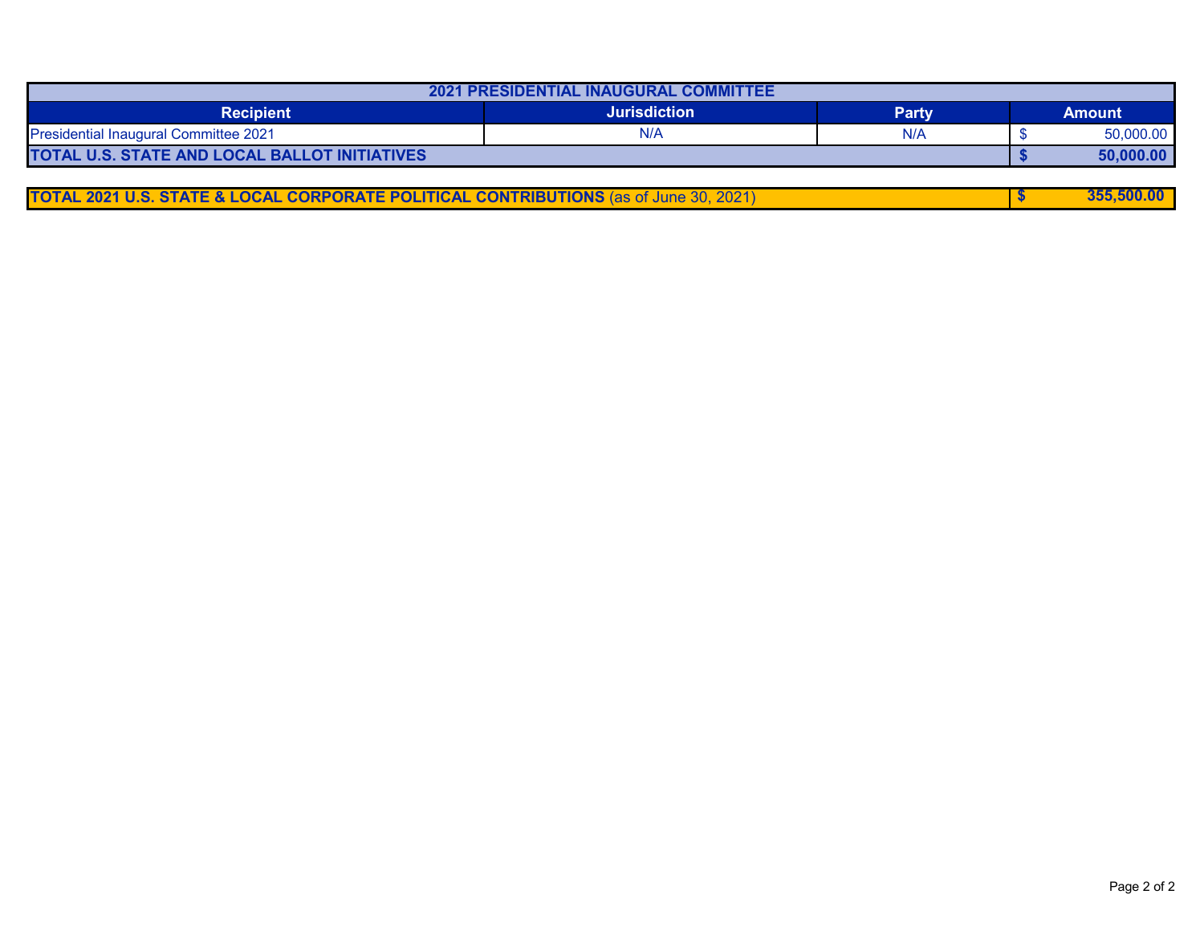| 2021 PRESIDENTIAL INAUGURAL COMMITTEE | | | |
| --- | --- | --- | --- |
| **Recipient** | **Jurisdiction** | **Party** | **Amount** |
| Presidential Inaugural Committee 2021 | N/A | N/A | $ 50,000.00 |
| **TOTAL U.S. STATE AND LOCAL BALLOT INITIATIVES** | | | **$ 50,000.00** |

| | |
| --- | --- |
| **TOTAL 2021 U.S. STATE & LOCAL CORPORATE POLITICAL CONTRIBUTIONS** (as of June 30, 2021) | **$ 355,500.00** |